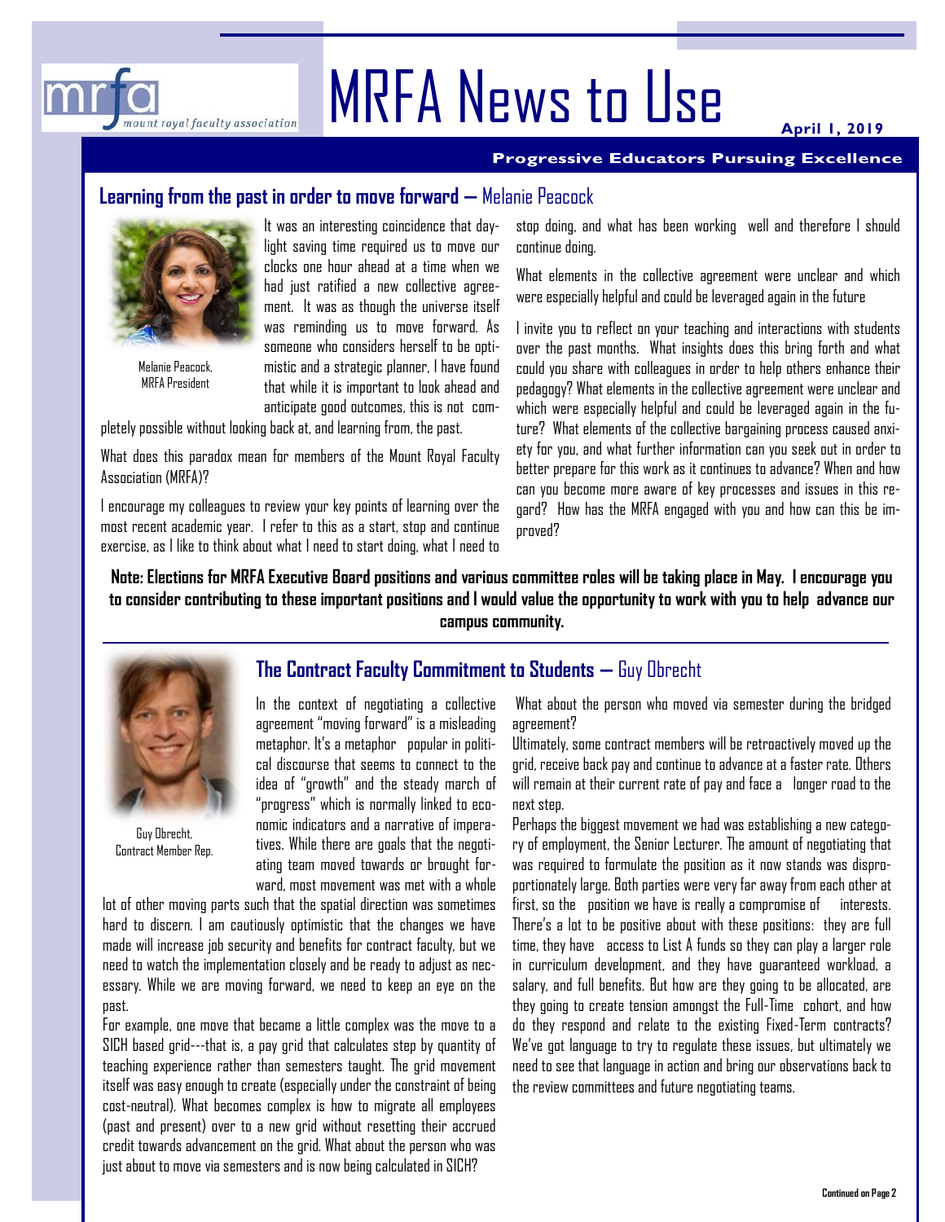# MRFA News to Use

**April 1, 2019**

**Progressive Educators Pursuing Excellence**

## Learning from the past in order to move forward — Melanie Peacock

Melanie Peacock, MRFA President

It was an interesting coincidence that daylight saving time required us to move our clocks one hour ahead at a time when we had just ratified a new collective agreement. It was as though the universe itself was reminding us to move forward. As someone who considers herself to be optimistic and a strategic planner, I have found that while it is important to look ahead and anticipate good outcomes, this is not completely possible without looking back at, and learning from, the past.

What does this paradox mean for members of the Mount Royal Faculty Association (MRFA)?

I encourage my colleagues to review your key points of learning over the most recent academic year. I refer to this as a start, stop and continue exercise, as I like to think about what I need to start doing, what I need to stop doing, and what has been working well and therefore I should continue doing.

What elements in the collective agreement were unclear and which were especially helpful and could be leveraged again in the future

I invite you to reflect on your teaching and interactions with students over the past months. What insights does this bring forth and what could you share with colleagues in order to help others enhance their pedagogy? What elements in the collective agreement were unclear and which were especially helpful and could be leveraged again in the future? What elements of the collective bargaining process caused anxiety for you, and what further information can you seek out in order to better prepare for this work as it continues to advance? When and how can you become more aware of key processes and issues in this regard? How has the MRFA engaged with you and how can this be improved?

**Note: Elections for MRFA Executive Board positions and various committee roles will be taking place in May. I encourage you to consider contributing to these important positions and I would value the opportunity to work with you to help advance our campus community.**

## The Contract Faculty Commitment to Students — Guy Obrecht

Guy Obrecht, Contract Member Rep.

In the context of negotiating a collective agreement "moving forward" is a misleading metaphor. It's a metaphor popular in political discourse that seems to connect to the idea of "growth" and the steady march of "progress" which is normally linked to economic indicators and a narrative of imperatives. While there are goals that the negotiating team moved towards or brought forward, most movement was met with a whole lot of other moving parts such that the spatial direction was sometimes hard to discern. I am cautiously optimistic that the changes we have made will increase job security and benefits for contract faculty, but we need to watch the implementation closely and be ready to adjust as necessary. While we are moving forward, we need to keep an eye on the past.

For example, one move that became a little complex was the move to a SICH based grid---that is, a pay grid that calculates step by quantity of teaching experience rather than semesters taught. The grid movement itself was easy enough to create (especially under the constraint of being cost-neutral). What becomes complex is how to migrate all employees (past and present) over to a new grid without resetting their accrued credit towards advancement on the grid. What about the person who was just about to move via semesters and is now being calculated in SICH? What about the person who moved via semester during the bridged agreement?

Ultimately, some contract members will be retroactively moved up the grid, receive back pay and continue to advance at a faster rate. Others will remain at their current rate of pay and face a longer road to the next step.

Perhaps the biggest movement we had was establishing a new category of employment, the Senior Lecturer. The amount of negotiating that was required to formulate the position as it now stands was disproportionately large. Both parties were very far away from each other at first, so the position we have is really a compromise of interests. There's a lot to be positive about with these positions: they are full time, they have access to List A funds so they can play a larger role in curriculum development, and they have guaranteed workload, a salary, and full benefits. But how are they going to be allocated, are they going to create tension amongst the Full-Time cohort, and how do they respond and relate to the existing Fixed-Term contracts? We've got language to try to regulate these issues, but ultimately we need to see that language in action and bring our observations back to the review committees and future negotiating teams.

Continued on Page 2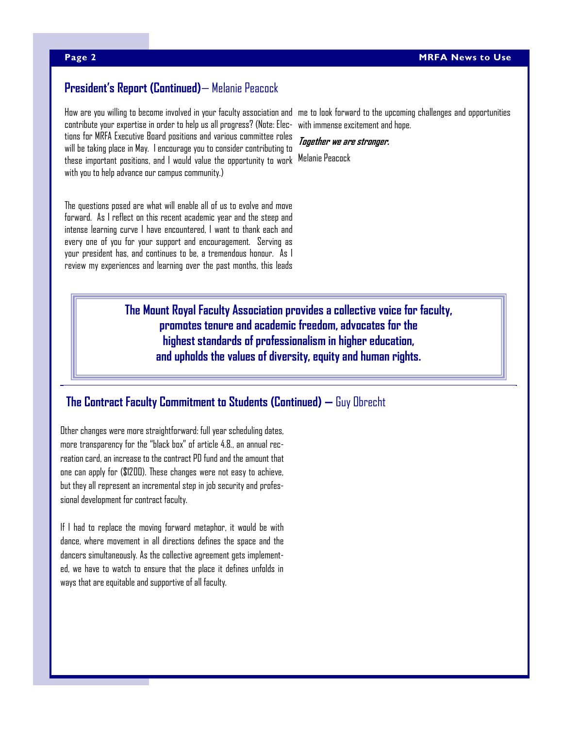## **President's Report (Continued)**— Melanie Peacock

How are you willing to become involved in your faculty association and contribute your expertise in order to help us all progress? (Note: Elections for MRFA Executive Board positions and various committee roles will be taking place in May. I encourage you to consider contributing to these important positions, and I would value the opportunity to work with you to help advance our campus community.)

The questions posed are what will enable all of us to evolve and move forward. As I reflect on this recent academic year and the steep and intense learning curve I have encountered, I want to thank each and every one of you for your support and encouragement. Serving as your president has, and continues to be, a tremendous honour. As I review my experiences and learning over the past months, this leads me to look forward to the upcoming challenges and opportunities with immense excitement and hope.

***Together we are stronger.***

Melanie Peacock

> **The Mount Royal Faculty Association provides a collective voice for faculty, promotes tenure and academic freedom, advocates for the highest standards of professionalism in higher education, and upholds the values of diversity, equity and human rights.**

## **The Contract Faculty Commitment to Students (Continued) —** Guy Obrecht

Other changes were more straightforward: full year scheduling dates, more transparency for the "black box" of article 4.8., an annual recreation card, an increase to the contract PD fund and the amount that one can apply for ($1200). These changes were not easy to achieve, but they all represent an incremental step in job security and professional development for contract faculty.

If I had to replace the moving forward metaphor, it would be with dance, where movement in all directions defines the space and the dancers simultaneously. As the collective agreement gets implemented, we have to watch to ensure that the place it defines unfolds in ways that are equitable and supportive of all faculty.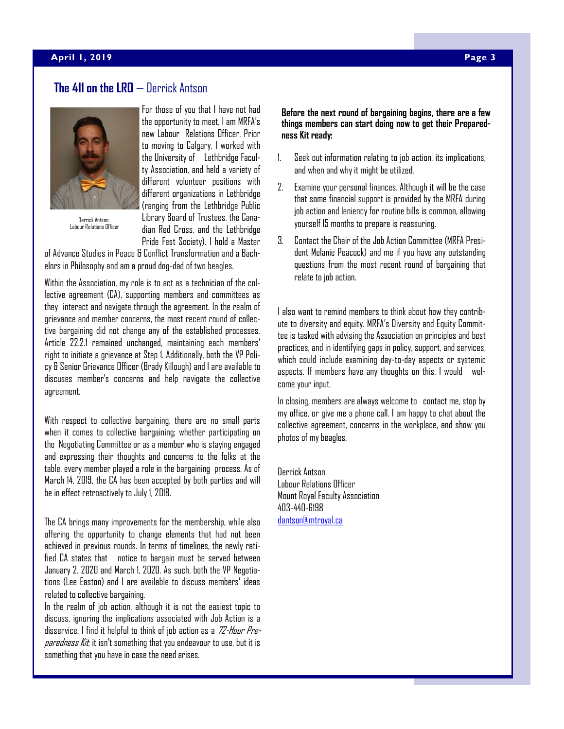## **The 411 on the LRO** – Derrick Antson

Derrick Antson,
Labour Relations Officer

For those of you that I have not had the opportunity to meet, I am MRFA's new Labour Relations Officer. Prior to moving to Calgary, I worked with the University of Lethbridge Faculty Association, and held a variety of different volunteer positions with different organizations in Lethbridge (ranging from the Lethbridge Public Library Board of Trustees, the Canadian Red Cross, and the Lethbridge Pride Fest Society). I hold a Master of Advance Studies in Peace & Conflict Transformation and a Bachelors in Philosophy and am a proud dog-dad of two beagles.

Within the Association, my role is to act as a technician of the collective agreement (CA), supporting members and committees as they interact and navigate through the agreement. In the realm of grievance and member concerns, the most recent round of collective bargaining did not change any of the established processes. Article 22.2.1 remained unchanged, maintaining each members' right to initiate a grievance at Step 1. Additionally, both the VP Policy & Senior Grievance Officer (Brady Killough) and I are available to discuses member's concerns and help navigate the collective agreement.

With respect to collective bargaining, there are no small parts when it comes to collective bargaining; whether participating on the Negotiating Committee or as a member who is staying engaged and expressing their thoughts and concerns to the folks at the table, every member played a role in the bargaining process. As of March 14, 2019, the CA has been accepted by both parties and will be in effect retroactively to July 1, 2018.

The CA brings many improvements for the membership, while also offering the opportunity to change elements that had not been achieved in previous rounds. In terms of timelines, the newly ratified CA states that notice to bargain must be served between January 2, 2020 and March 1, 2020. As such, both the VP Negotiations (Lee Easton) and I are available to discuss members' ideas related to collective bargaining.

In the realm of job action, although it is not the easiest topic to discuss, ignoring the implications associated with Job Action is a disservice. I find it helpful to think of job action as a *72-Hour Preparedness Kit*; it isn't something that you endeavour to use, but it is something that you have in case the need arises.

**Before the next round of bargaining begins, there are a few things members can start doing now to get their Preparedness Kit ready:**

1. Seek out information relating to job action, its implications, and when and why it might be utilized.
2. Examine your personal finances. Although it will be the case that some financial support is provided by the MRFA during job action and leniency for routine bills is common, allowing yourself 15 months to prepare is reassuring.
3. Contact the Chair of the Job Action Committee (MRFA President Melanie Peacock) and me if you have any outstanding questions from the most recent round of bargaining that relate to job action.

I also want to remind members to think about how they contribute to diversity and equity. MRFA's Diversity and Equity Committee is tasked with advising the Association on principles and best practices, and in identifying gaps in policy, support, and services, which could include examining day-to-day aspects or systemic aspects. If members have any thoughts on this, I would welcome your input.

In closing, members are always welcome to contact me, stop by my office, or give me a phone call. I am happy to chat about the collective agreement, concerns in the workplace, and show you photos of my beagles.

Derrick Antson
Labour Relations Officer
Mount Royal Faculty Association
403-440-6198
dantson@mtroyal.ca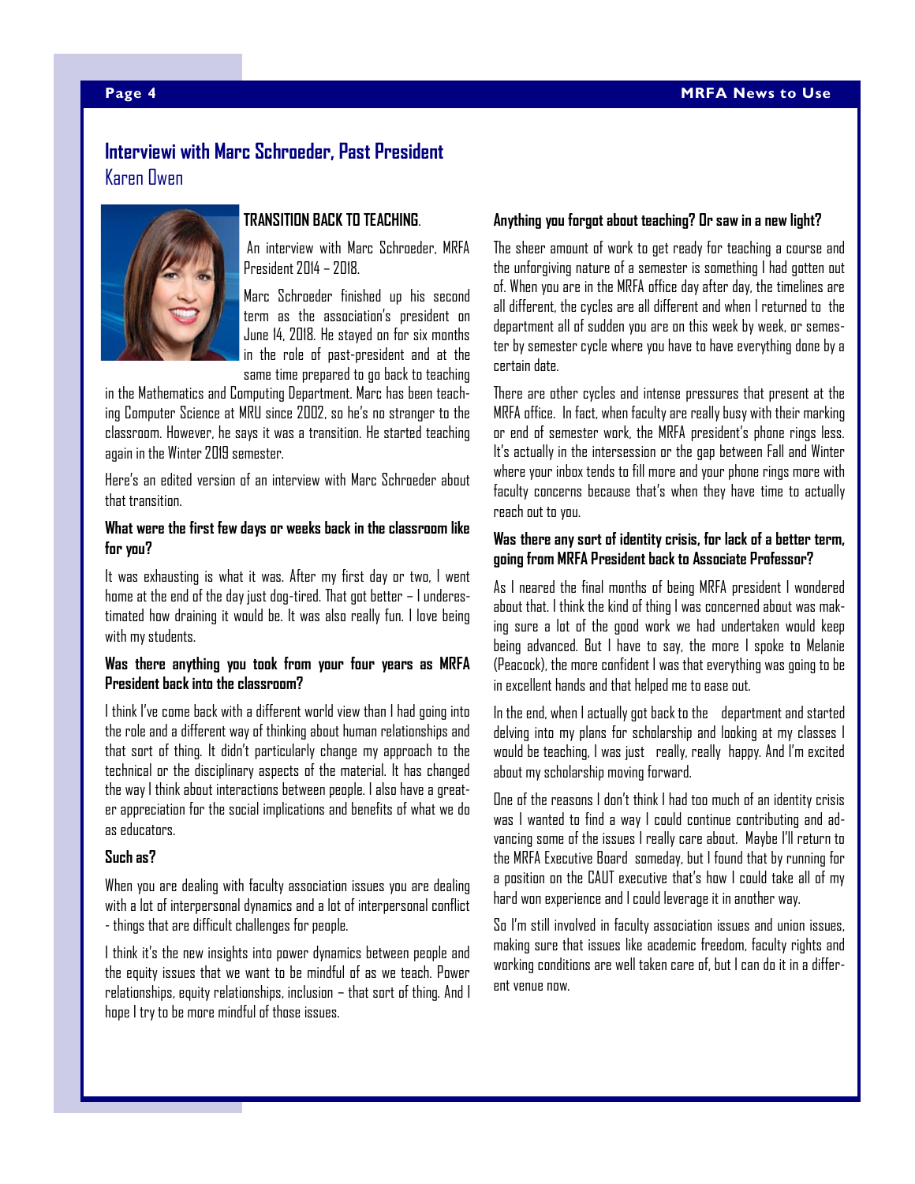## Interviewi with Marc Schroeder, Past President

Karen Owen

**TRANSITION BACK TO TEACHING.**

An interview with Marc Schroeder, MRFA President 2014 – 2018.

Marc Schroeder finished up his second term as the association's president on June 14, 2018. He stayed on for six months in the role of past-president and at the same time prepared to go back to teaching in the Mathematics and Computing Department. Marc has been teaching Computer Science at MRU since 2002, so he's no stranger to the classroom. However, he says it was a transition. He started teaching again in the Winter 2019 semester.

Here's an edited version of an interview with Marc Schroeder about that transition.

**What were the first few days or weeks back in the classroom like for you?**

It was exhausting is what it was. After my first day or two, I went home at the end of the day just dog-tired. That got better – I underestimated how draining it would be. It was also really fun. I love being with my students.

**Was there anything you took from your four years as MRFA President back into the classroom?**

I think I've come back with a different world view than I had going into the role and a different way of thinking about human relationships and that sort of thing. It didn't particularly change my approach to the technical or the disciplinary aspects of the material. It has changed the way I think about interactions between people. I also have a greater appreciation for the social implications and benefits of what we do as educators.

**Such as?**

When you are dealing with faculty association issues you are dealing with a lot of interpersonal dynamics and a lot of interpersonal conflict - things that are difficult challenges for people.

I think it's the new insights into power dynamics between people and the equity issues that we want to be mindful of as we teach. Power relationships, equity relationships, inclusion – that sort of thing. And I hope I try to be more mindful of those issues.

**Anything you forgot about teaching? Or saw in a new light?**

The sheer amount of work to get ready for teaching a course and the unforgiving nature of a semester is something I had gotten out of. When you are in the MRFA office day after day, the timelines are all different, the cycles are all different and when I returned to the department all of sudden you are on this week by week, or semester by semester cycle where you have to have everything done by a certain date.

There are other cycles and intense pressures that present at the MRFA office. In fact, when faculty are really busy with their marking or end of semester work, the MRFA president's phone rings less. It's actually in the intersession or the gap between Fall and Winter where your inbox tends to fill more and your phone rings more with faculty concerns because that's when they have time to actually reach out to you.

**Was there any sort of identity crisis, for lack of a better term, going from MRFA President back to Associate Professor?**

As I neared the final months of being MRFA president I wondered about that. I think the kind of thing I was concerned about was making sure a lot of the good work we had undertaken would keep being advanced. But I have to say, the more I spoke to Melanie (Peacock), the more confident I was that everything was going to be in excellent hands and that helped me to ease out.

In the end, when I actually got back to the department and started delving into my plans for scholarship and looking at my classes I would be teaching, I was just really, really happy. And I'm excited about my scholarship moving forward.

One of the reasons I don't think I had too much of an identity crisis was I wanted to find a way I could continue contributing and advancing some of the issues I really care about. Maybe I'll return to the MRFA Executive Board someday, but I found that by running for a position on the CAUT executive that's how I could take all of my hard won experience and I could leverage it in another way.

So I'm still involved in faculty association issues and union issues, making sure that issues like academic freedom, faculty rights and working conditions are well taken care of, but I can do it in a different venue now.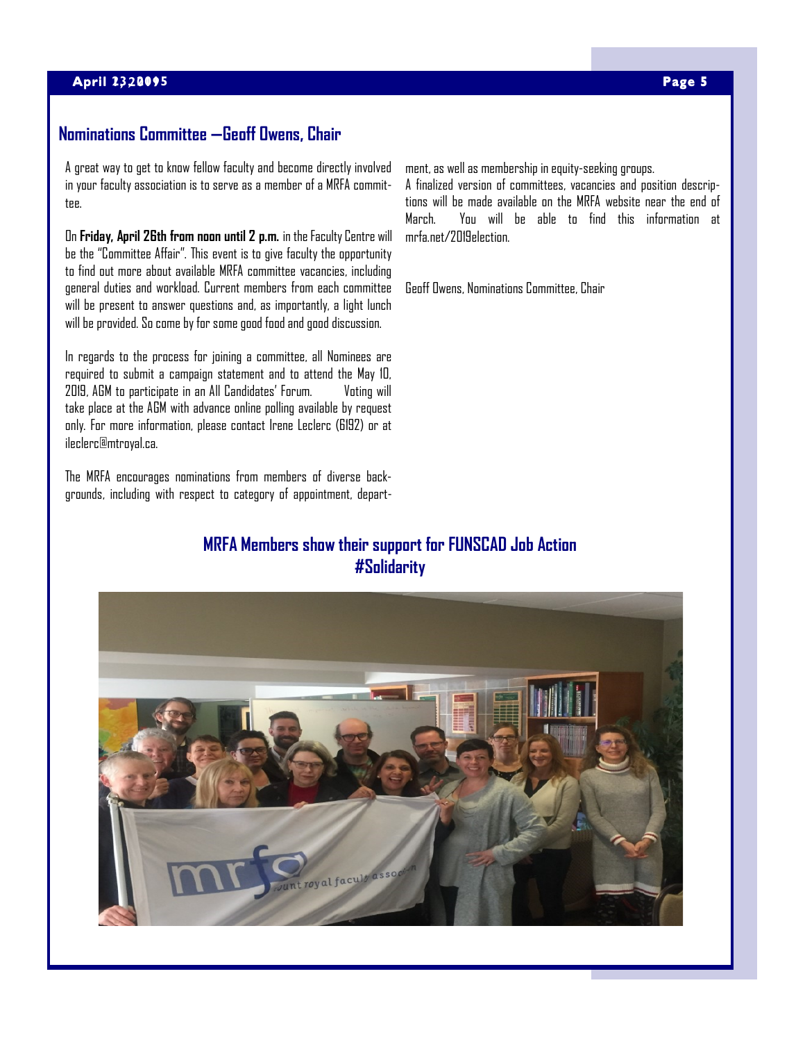## Nominations Committee —Geoff Owens, Chair

A great way to get to know fellow faculty and become directly involved in your faculty association is to serve as a member of a MRFA committee.

On **Friday, April 26th from noon until 2 p.m.** in the Faculty Centre will be the "Committee Affair". This event is to give faculty the opportunity to find out more about available MRFA committee vacancies, including general duties and workload. Current members from each committee will be present to answer questions and, as importantly, a light lunch will be provided. So come by for some good food and good discussion.

In regards to the process for joining a committee, all Nominees are required to submit a campaign statement and to attend the May 10, 2019, AGM to participate in an All Candidates' Forum. Voting will take place at the AGM with advance online polling available by request only. For more information, please contact Irene Leclerc (6192) or at ileclerc@mtroyal.ca.

The MRFA encourages nominations from members of diverse backgrounds, including with respect to category of appointment, department, as well as membership in equity-seeking groups.

A finalized version of committees, vacancies and position descriptions will be made available on the MRFA website near the end of March. You will be able to find this information at mrfa.net/2019election.

Geoff Owens, Nominations Committee, Chair

## MRFA Members show their support for FUNSCAD Job Action #Solidarity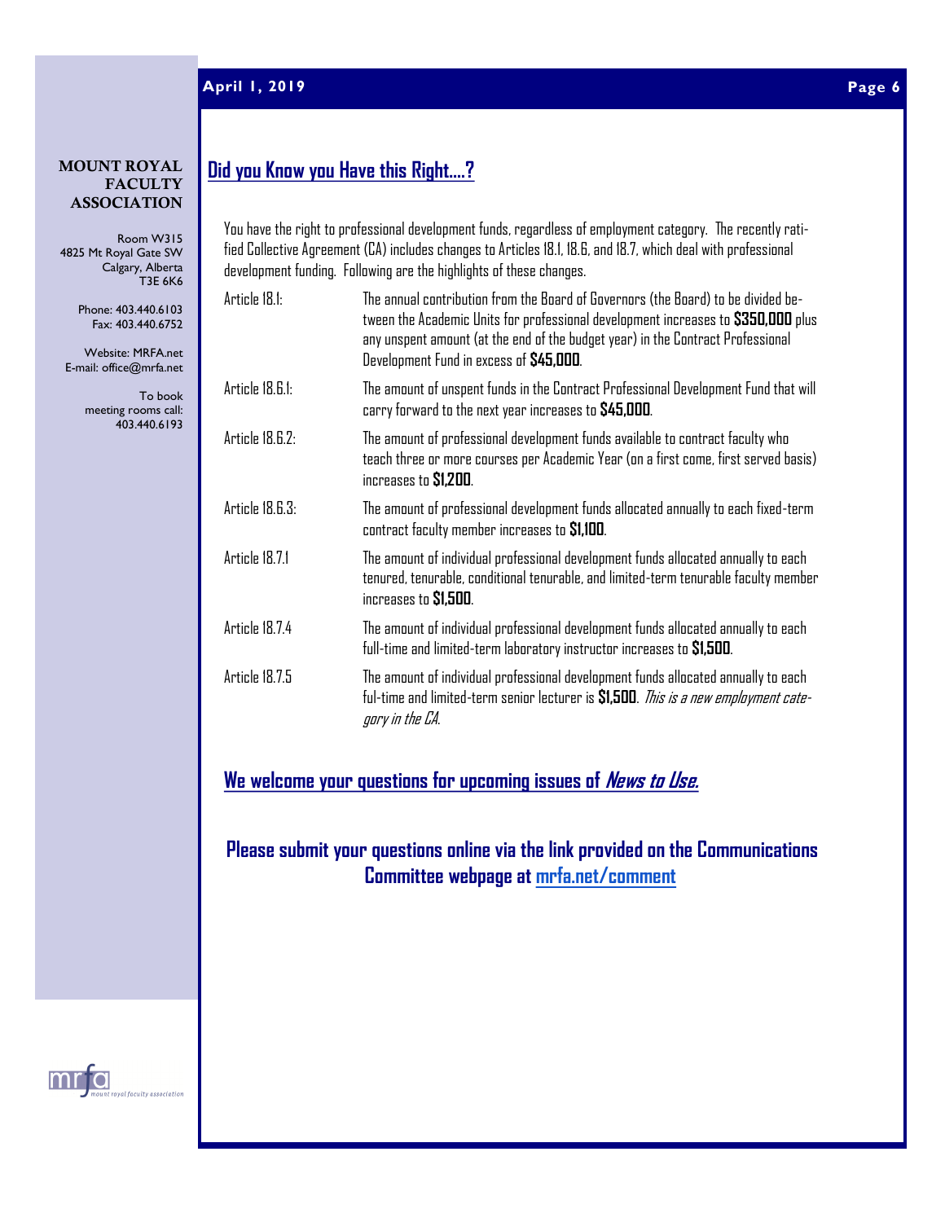**MOUNT ROYAL FACULTY ASSOCIATION**

Room W315
4825 Mt Royal Gate SW
Calgary, Alberta
T3E 6K6

Phone: 403.440.6103
Fax: 403.440.6752

Website: MRFA.net
E-mail: office@mrfa.net

To book meeting rooms call: 403.440.6193

## Did you Know you Have this Right….?

You have the right to professional development funds, regardless of employment category. The recently ratified Collective Agreement (CA) includes changes to Articles 18.1, 18.6, and 18.7, which deal with professional development funding. Following are the highlights of these changes.

| | |
|---|---|
| Article 18.1: | The annual contribution from the Board of Governors (the Board) to be divided between the Academic Units for professional development increases to **$350,000** plus any unspent amount (at the end of the budget year) in the Contract Professional Development Fund in excess of **$45,000**. |
| Article 18.6.1: | The amount of unspent funds in the Contract Professional Development Fund that will carry forward to the next year increases to **$45,000**. |
| Article 18.6.2: | The amount of professional development funds available to contract faculty who teach three or more courses per Academic Year (on a first come, first served basis) increases to **$1,200**. |
| Article 18.6.3: | The amount of professional development funds allocated annually to each fixed-term contract faculty member increases to **$1,100**. |
| Article 18.7.1 | The amount of individual professional development funds allocated annually to each tenured, tenurable, conditional tenurable, and limited-term tenurable faculty member increases to **$1,500**. |
| Article 18.7.4 | The amount of individual professional development funds allocated annually to each full-time and limited-term laboratory instructor increases to **$1,500**. |
| Article 18.7.5 | The amount of individual professional development funds allocated annually to each ful-time and limited-term senior lecturer is **$1,500**. *This is a new employment category in the CA.* |

**We welcome your questions for upcoming issues of *News to Use.***

**Please submit your questions online via the link provided on the Communications Committee webpage at mrfa.net/comment**

mrfa mount royal faculty association